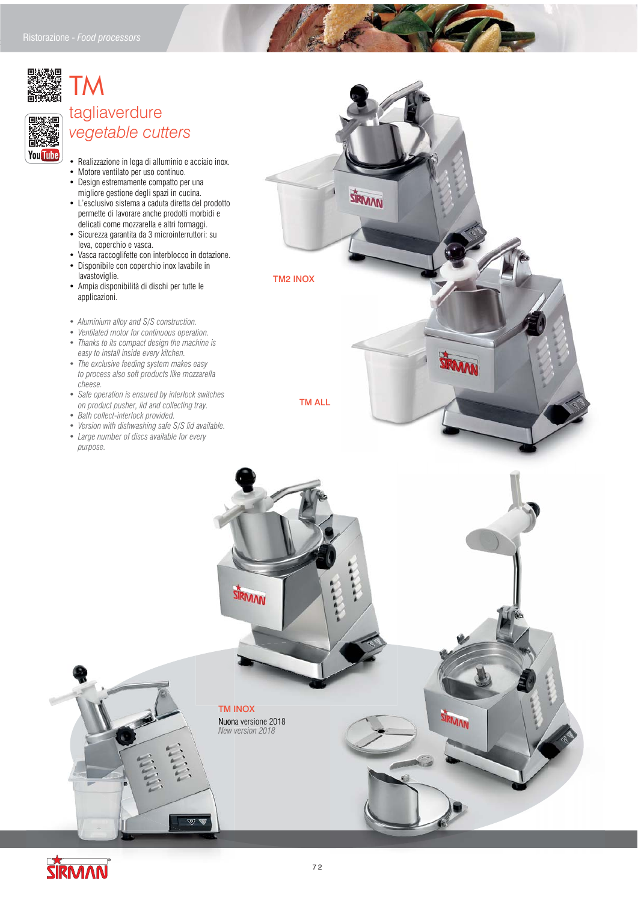# TM

## tagliaverdure
## *vegetable cutters*

- Realizzazione in lega di alluminio e acciaio inox.
- Motore ventilato per uso continuo.
- Design estremamente compatto per una migliore gestione degli spazi in cucina.
- L'esclusivo sistema a caduta diretta del prodotto permette di lavorare anche prodotti morbidi e delicati come mozzarella e altri formaggi.
- Sicurezza garantita da 3 microinterruttori: su leva, coperchio e vasca.
- Vasca raccoglifette con interblocco in dotazione.
- Disponibile con coperchio inox lavabile in lavastoviglie.
- Ampia disponibilità di dischi per tutte le applicazioni.

- *Aluminium alloy and S/S construction.*
- *Ventilated motor for continuous operation.*
- *Thanks to its compact design the machine is easy to install inside every kitchen.*
- *The exclusive feeding system makes easy to process also soft products like mozzarella cheese.*
- *Safe operation is ensured by interlock switches on product pusher, lid and collecting tray.*
- *Bath collect-interlock provided.*
- *Version with dishwashing safe S/S lid available.*
- *Large number of discs available for every purpose.*

TM2 INOX

TM ALL

TM INOX

Nuona versione 2018

*New version 2018*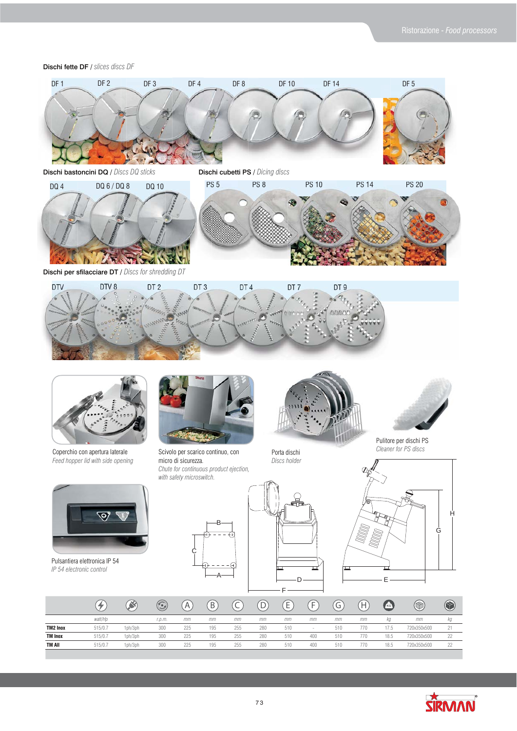**Dischi fette DF** / *slices discs DF*

DF 1 DF 2 DF 3 DF 4 DF 8 DF 10 DF 14 DF 5

**Dischi bastoncini DQ** / *Discs DQ sticks*

DQ 4 DQ 6 / DQ 8 DQ 10

**Dischi cubetti PS** / *Dicing discs*

PS 5 PS 8 PS 10 PS 14 PS 20

**Dischi per sfilacciare DT** / *Discs for shredding DT*

DTV DTV 8 DT 2 DT 3 DT 4 DT 7 DT 9

Coperchio con apertura laterale
*Feed hopper lid with side opening*

Scivolo per scarico continuo, con micro di sicurezza.
*Chute for continuous product ejection, with safety microswitch.*

Porta dischi
*Discs holder*

Pulitore per dischi PS
*Cleaner for PS discs*

Pulsantiera elettronica IP 54
*IP 54 electronic control*

B C A D F E G H

| | | | | A | B | C | D | E | F | G | H | | | |
|---|---|---|---|---|---|---|---|---|---|---|---|---|---|---|
| | watt/Hp | | r.p.m. | mm | mm | mm | mm | mm | mm | mm | mm | kg | mm | kg |
| **TM2 Inox** | 515/0.7 | 1ph/3ph | 300 | 225 | 195 | 255 | 280 | 510 | - | 510 | 770 | 17.5 | 720x350x500 | 21 |
| **TM Inox** | 515/0.7 | 1ph/3ph | 300 | 225 | 195 | 255 | 280 | 510 | 400 | 510 | 770 | 18.5 | 720x350x500 | 22 |
| **TM All** | 515/0.7 | 1ph/3ph | 300 | 225 | 195 | 255 | 280 | 510 | 400 | 510 | 770 | 18.5 | 720x350x500 | 22 |